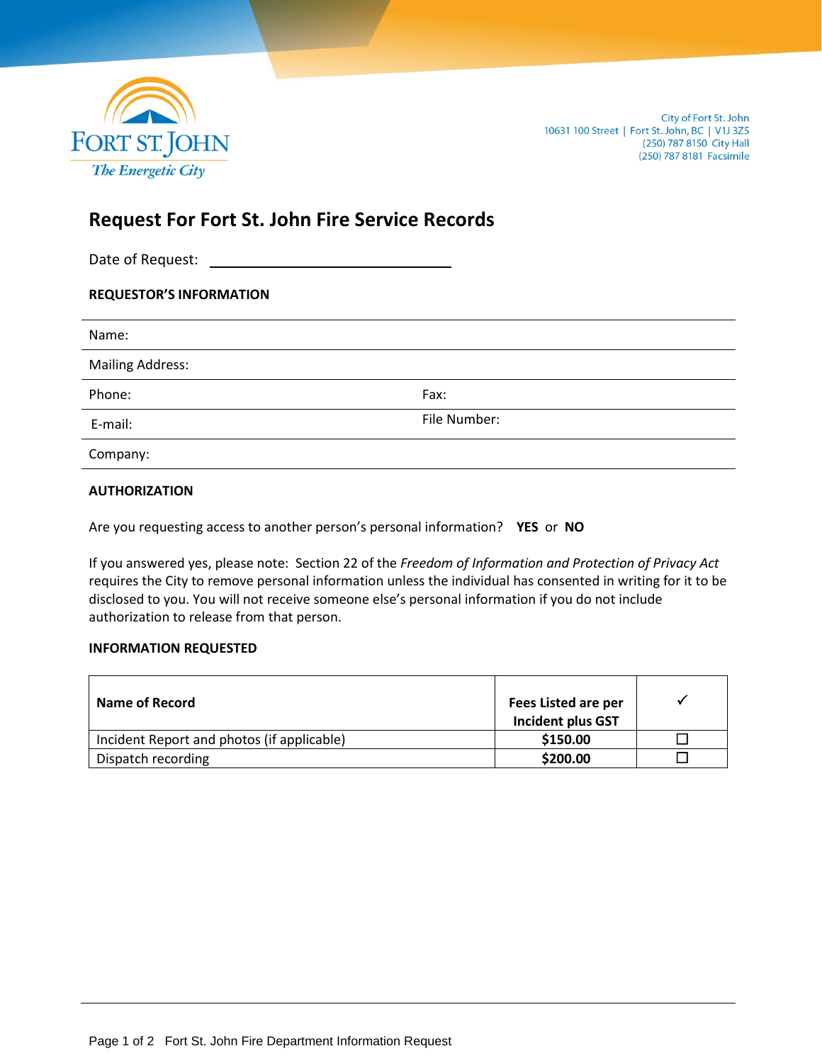Fort St. John
The Energetic City

City of Fort St. John
10631 100 Street | Fort St. John, BC | V1J 3Z5
(250) 787 8150 City Hall
(250) 787 8181 Facsimile

# Request For Fort St. John Fire Service Records

Date of Request: ______________________________

**REQUESTOR'S INFORMATION**

Name:

Mailing Address:

Phone: Fax:

E-mail: File Number:

Company:

**AUTHORIZATION**

Are you requesting access to another person's personal information? **YES** or **NO**

If you answered yes, please note: Section 22 of the *Freedom of Information and Protection of Privacy Act* requires the City to remove personal information unless the individual has consented in writing for it to be disclosed to you. You will not receive someone else's personal information if you do not include authorization to release from that person.

**INFORMATION REQUESTED**

| **Name of Record** | **Fees Listed are per Incident plus GST** | ✓ |
|---|---|---|
| Incident Report and photos (if applicable) | **$150.00** | ☐ |
| Dispatch recording | **$200.00** | ☐ |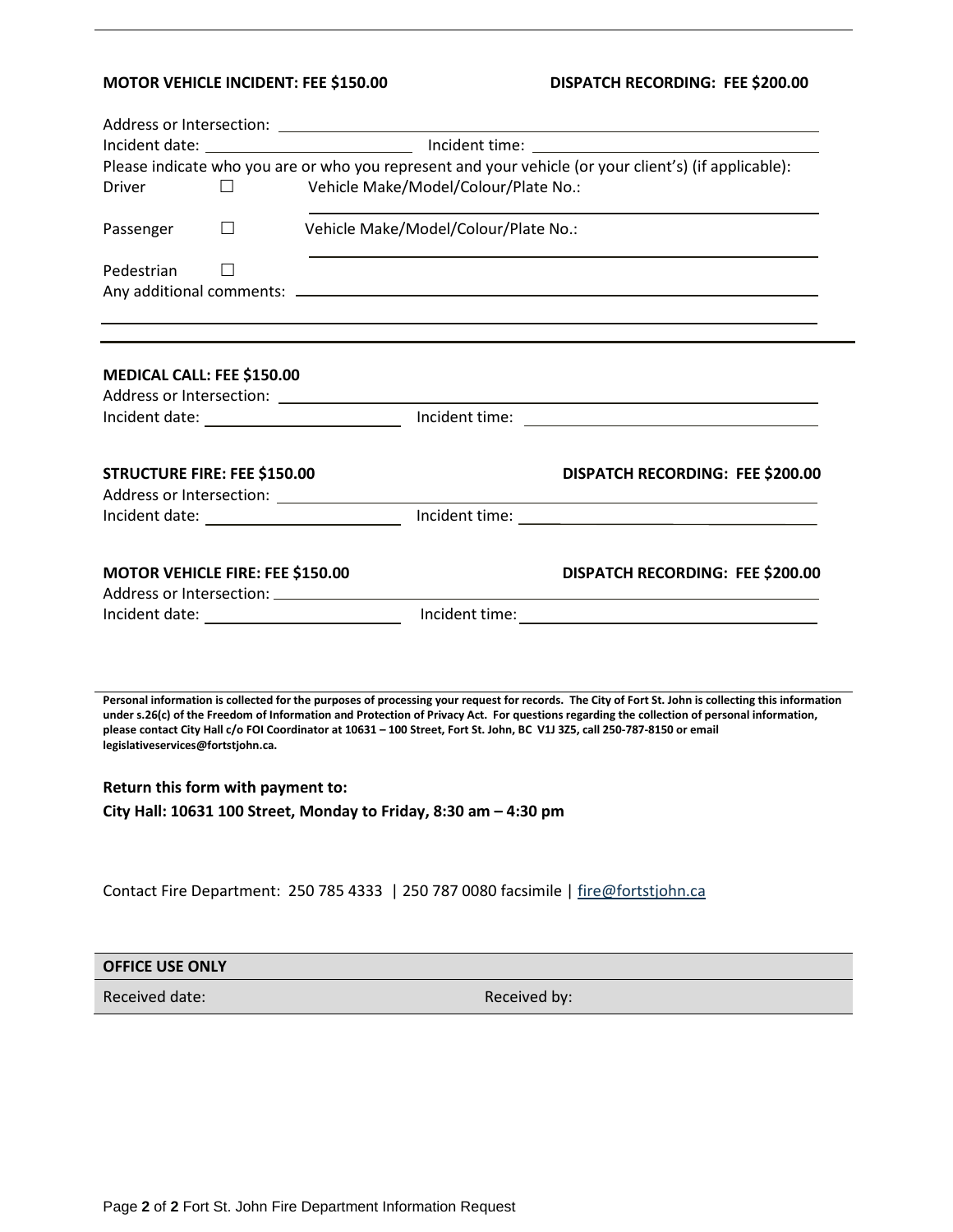**MOTOR VEHICLE INCIDENT: FEE $150.00** **DISPATCH RECORDING: FEE $200.00**

Address or Intersection: ______________________________

Incident date: ______________ Incident time: ______________

Please indicate who you are or who you represent and your vehicle (or your client's) (if applicable):

Driver ☐ Vehicle Make/Model/Colour/Plate No.: ______________________________

Passenger ☐ Vehicle Make/Model/Colour/Plate No.: ______________________________

Pedestrian ☐

Any additional comments: ______________________________

______________________________

---

**MEDICAL CALL: FEE $150.00**

Address or Intersection: ______________________________

Incident date: ______________ Incident time: ______________

**STRUCTURE FIRE: FEE $150.00** **DISPATCH RECORDING: FEE $200.00**

Address or Intersection: ______________________________

Incident date: ______________ Incident time: ______________

**MOTOR VEHICLE FIRE: FEE $150.00** **DISPATCH RECORDING: FEE $200.00**

Address or Intersection: ______________________________

Incident date: ______________ Incident time: ______________

---

**Personal information is collected for the purposes of processing your request for records. The City of Fort St. John is collecting this information under s.26(c) of the Freedom of Information and Protection of Privacy Act. For questions regarding the collection of personal information, please contact City Hall c/o FOI Coordinator at 10631 – 100 Street, Fort St. John, BC V1J 3Z5, call 250-787-8150 or email legislativeservices@fortstjohn.ca.**

**Return this form with payment to:**

**City Hall: 10631 100 Street, Monday to Friday, 8:30 am – 4:30 pm**

Contact Fire Department: 250 785 4333 | 250 787 0080 facsimile | fire@fortstjohn.ca

| **OFFICE USE ONLY** | |
| --- | --- |
| Received date: | Received by: |